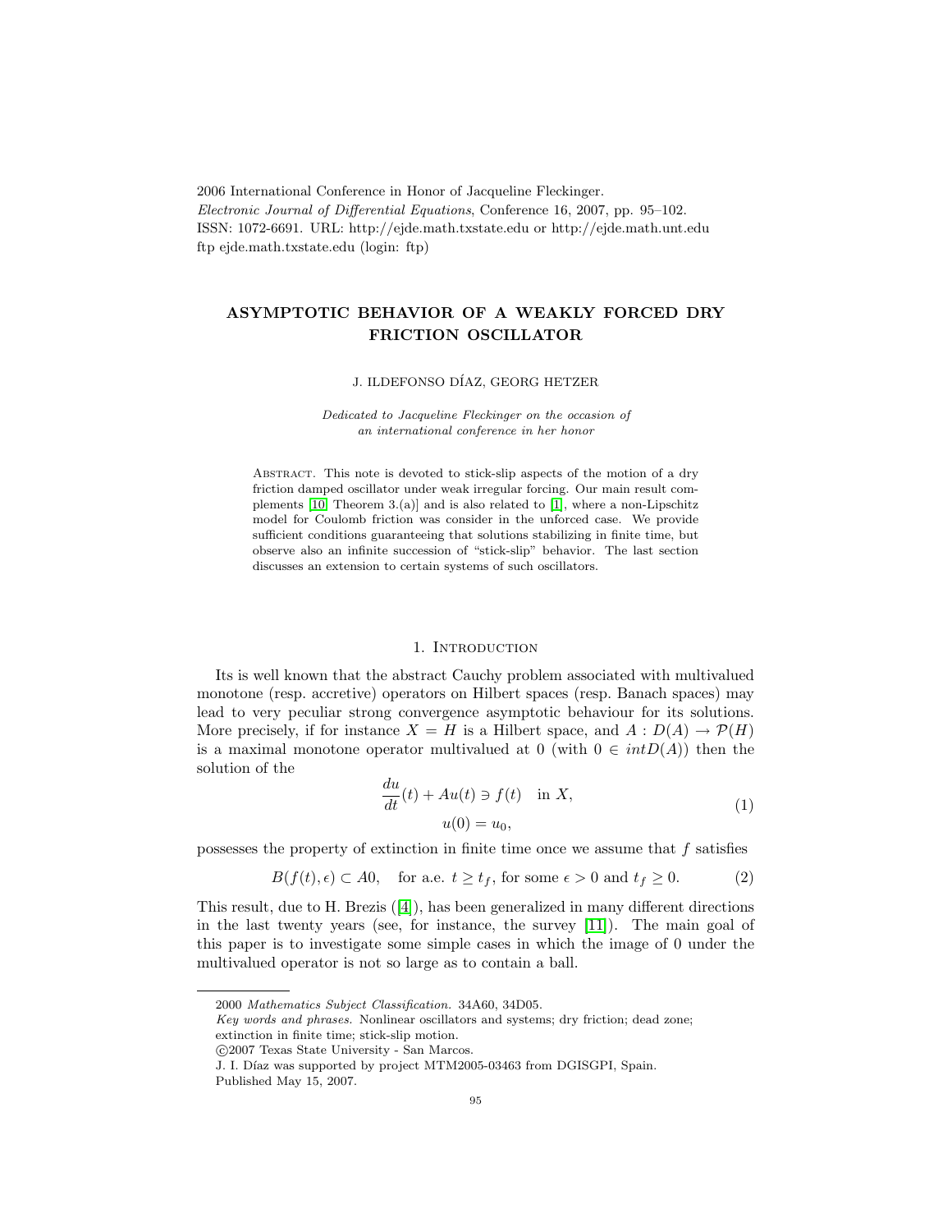2006 International Conference in Honor of Jacqueline Fleckinger.
*Electronic Journal of Differential Equations*, Conference 16, 2007, pp. 95–102.
ISSN: 1072-6691. URL: http://ejde.math.txstate.edu or http://ejde.math.unt.edu
ftp ejde.math.txstate.edu (login: ftp)

# ASYMPTOTIC BEHAVIOR OF A WEAKLY FORCED DRY FRICTION OSCILLATOR

J. ILDEFONSO DÍAZ, GEORG HETZER

*Dedicated to Jacqueline Fleckinger on the occasion of an international conference in her honor*

Abstract. This note is devoted to stick-slip aspects of the motion of a dry friction damped oscillator under weak irregular forcing. Our main result complements [10, Theorem 3.(a)] and is also related to [1], where a non-Lipschitz model for Coulomb friction was consider in the unforced case. We provide sufficient conditions guaranteeing that solutions stabilizing in finite time, but observe also an infinite succession of "stick-slip" behavior. The last section discusses an extension to certain systems of such oscillators.

## 1. Introduction

Its is well known that the abstract Cauchy problem associated with multivalued monotone (resp. accretive) operators on Hilbert spaces (resp. Banach spaces) may lead to very peculiar strong convergence asymptotic behaviour for its solutions. More precisely, if for instance $X = H$ is a Hilbert space, and $A : D(A) \to \mathcal{P}(H)$ is a maximal monotone operator multivalued at 0 (with $0 \in int D(A)$) then the solution of the

$$
\begin{gathered}
\frac{du}{dt}(t) + Au(t) \ni f(t) \quad \text{in } X, \\
u(0) = u_0,
\end{gathered}
\tag{1}
$$

possesses the property of extinction in finite time once we assume that $f$ satisfies

$$
B(f(t), \epsilon) \subset A0, \quad \text{for a.e. } t \geq t_f, \text{ for some } \epsilon > 0 \text{ and } t_f \geq 0. \tag{2}
$$

This result, due to H. Brezis ([4]), has been generalized in many different directions in the last twenty years (see, for instance, the survey [11]). The main goal of this paper is to investigate some simple cases in which the image of 0 under the multivalued operator is not so large as to contain a ball.

2000 *Mathematics Subject Classification.* 34A60, 34D05.
*Key words and phrases.* Nonlinear oscillators and systems; dry friction; dead zone; extinction in finite time; stick-slip motion.
©2007 Texas State University - San Marcos.
J. I. Díaz was supported by project MTM2005-03463 from DGISGPI, Spain.
Published May 15, 2007.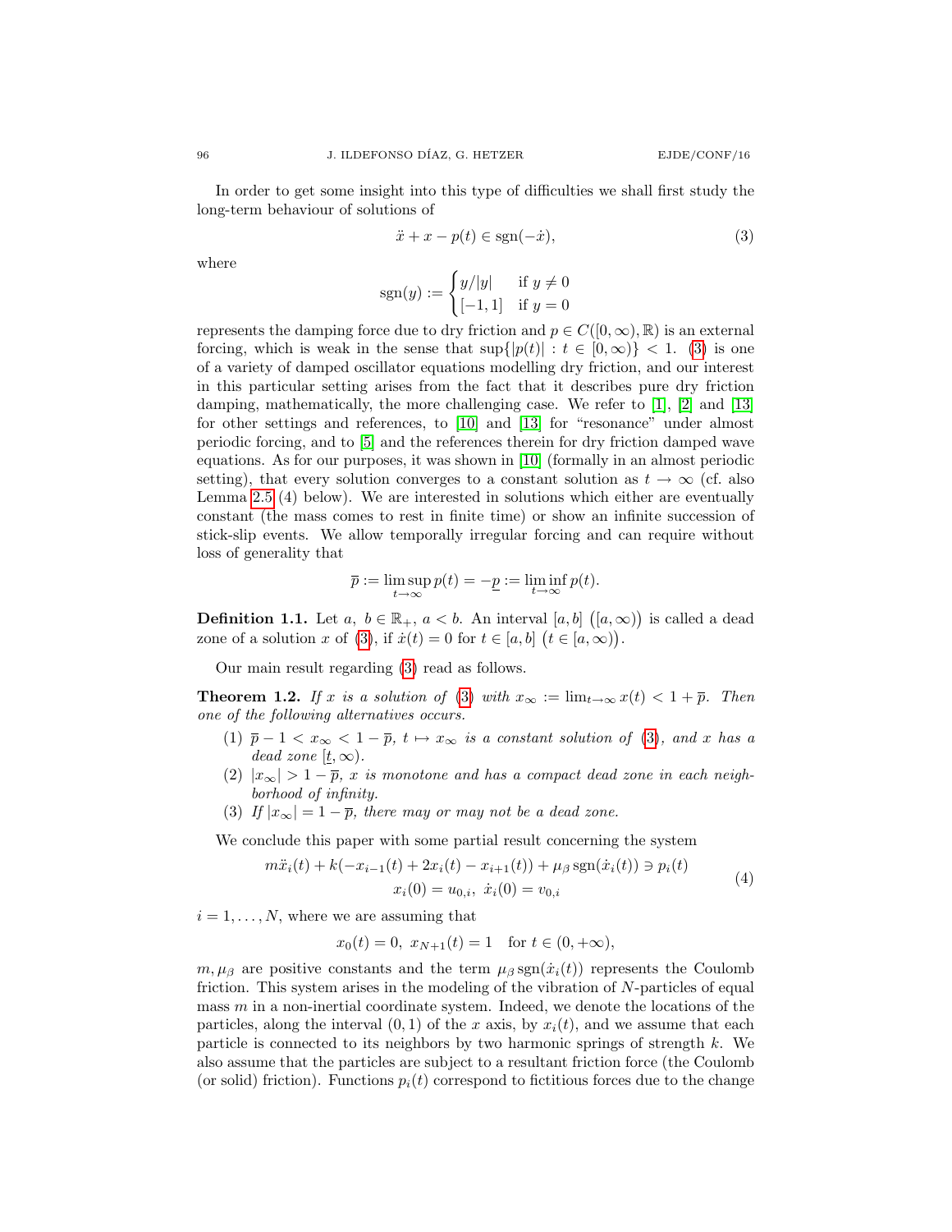In order to get some insight into this type of difficulties we shall first study the long-term behaviour of solutions of

$$\ddot{x} + x - p(t) \in \operatorname{sgn}(-\dot{x}), \tag{3}$$

where

$$\operatorname{sgn}(y) := \begin{cases} y/|y| & \text{if } y \neq 0 \\ [-1,1] & \text{if } y = 0 \end{cases}$$

represents the damping force due to dry friction and $p \in C([0,\infty),\mathbb{R})$ is an external forcing, which is weak in the sense that $\sup\{|p(t)| : t \in [0,\infty)\} < 1$. (3) is one of a variety of damped oscillator equations modelling dry friction, and our interest in this particular setting arises from the fact that it describes pure dry friction damping, mathematically, the more challenging case. We refer to [1], [2] and [13] for other settings and references, to [10] and [13] for "resonance" under almost periodic forcing, and to [5] and the references therein for dry friction damped wave equations. As for our purposes, it was shown in [10] (formally in an almost periodic setting), that every solution converges to a constant solution as $t \to \infty$ (cf. also Lemma 2.5 (4) below). We are interested in solutions which either are eventually constant (the mass comes to rest in finite time) or show an infinite succession of stick-slip events. We allow temporally irregular forcing and can require without loss of generality that

$$\overline{p} := \limsup_{t\to\infty} p(t) = -\underline{p} := \liminf_{t\to\infty} p(t).$$

**Definition 1.1.** Let $a,\ b \in \mathbb{R}_+,\ a < b$. An interval $[a,b]$ $\big([a,\infty)\big)$ is called a dead zone of a solution $x$ of (3), if $\dot{x}(t) = 0$ for $t \in [a,b]$ $\big(t \in [a,\infty)\big)$.

Our main result regarding (3) read as follows.

**Theorem 1.2.** *If $x$ is a solution of (3) with $x_\infty := \lim_{t\to\infty} x(t) < 1 + \overline{p}$. Then one of the following alternatives occurs.*

1. *$\overline{p} - 1 < x_\infty < 1 - \overline{p}$, $t \mapsto x_\infty$ is a constant solution of (3), and $x$ has a dead zone $[\underline{t},\infty)$.*
2. *$|x_\infty| > 1 - \overline{p}$, $x$ is monotone and has a compact dead zone in each neighborhood of infinity.*
3. *If $|x_\infty| = 1 - \overline{p}$, there may or may not be a dead zone.*

We conclude this paper with some partial result concerning the system

$$\begin{gathered} m\ddot{x}_i(t) + k(-x_{i-1}(t) + 2x_i(t) - x_{i+1}(t)) + \mu_\beta \operatorname{sgn}(\dot{x}_i(t)) \ni p_i(t) \\ x_i(0) = u_{0,i},\ \dot{x}_i(0) = v_{0,i} \end{gathered} \tag{4}$$

$i = 1,\dots,N$, where we are assuming that

$$x_0(t) = 0,\ x_{N+1}(t) = 1 \quad \text{for } t \in (0,+\infty),$$

$m, \mu_\beta$ are positive constants and the term $\mu_\beta \operatorname{sgn}(\dot{x}_i(t))$ represents the Coulomb friction. This system arises in the modeling of the vibration of $N$-particles of equal mass $m$ in a non-inertial coordinate system. Indeed, we denote the locations of the particles, along the interval $(0,1)$ of the $x$ axis, by $x_i(t)$, and we assume that each particle is connected to its neighbors by two harmonic springs of strength $k$. We also assume that the particles are subject to a resultant friction force (the Coulomb (or solid) friction). Functions $p_i(t)$ correspond to fictitious forces due to the change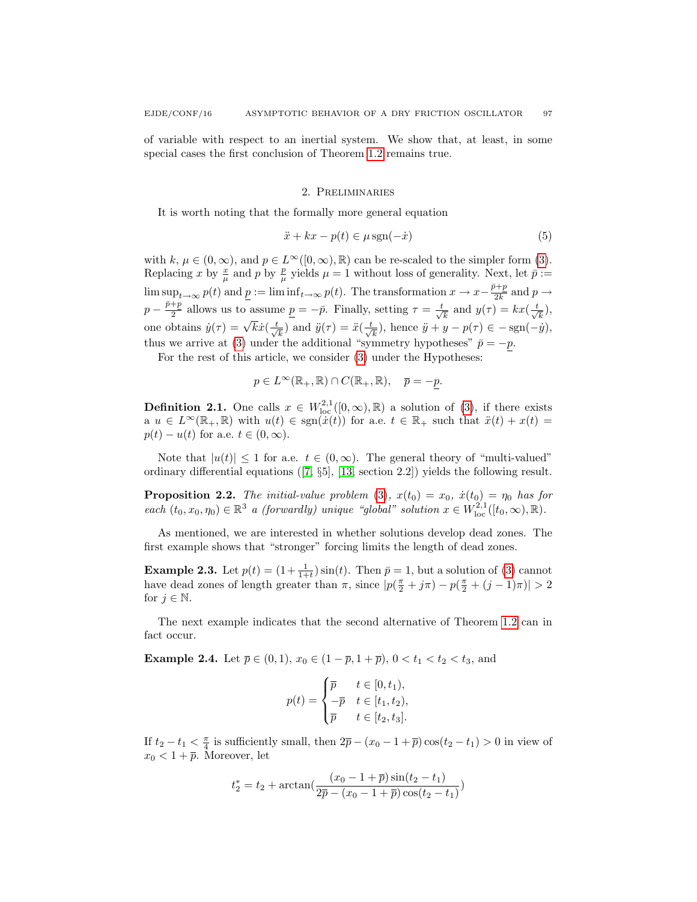of variable with respect to an inertial system. We show that, at least, in some special cases the first conclusion of Theorem 1.2 remains true.

## 2. Preliminaries

It is worth noting that the formally more general equation

$$\ddot{x} + kx - p(t) \in \mu \operatorname{sgn}(-\dot{x}) \tag{5}$$

with $k$, $\mu \in (0, \infty)$, and $p \in L^\infty([0, \infty), \mathbb{R})$ can be re-scaled to the simpler form (3). Replacing $x$ by $\frac{x}{\mu}$ and $p$ by $\frac{p}{\mu}$ yields $\mu = 1$ without loss of generality. Next, let $\bar{p} := \limsup_{t\to\infty} p(t)$ and $\underline{p} := \liminf_{t\to\infty} p(t)$. The transformation $x \to x - \frac{\bar{p}+\underline{p}}{2k}$ and $p \to p - \frac{\bar{p}+\underline{p}}{2}$ allows us to assume $\underline{p} = -\bar{p}$. Finally, setting $\tau = \frac{t}{\sqrt{k}}$ and $y(\tau) = kx(\frac{t}{\sqrt{k}})$, one obtains $\dot{y}(\tau) = \sqrt{k}\dot{x}(\frac{t}{\sqrt{k}})$ and $\ddot{y}(\tau) = \ddot{x}(\frac{t}{\sqrt{k}})$, hence $\ddot{y} + y - p(\tau) \in -\operatorname{sgn}(-\dot{y})$, thus we arrive at (3) under the additional "symmetry hypotheses" $\bar{p} = -\underline{p}$.

For the rest of this article, we consider (3) under the Hypotheses:

$$p \in L^\infty(\mathbb{R}_+, \mathbb{R}) \cap C(\mathbb{R}_+, \mathbb{R}), \quad \overline{p} = -\underline{p}.$$

**Definition 2.1.** One calls $x \in W^{2,1}_{\rm loc}([0, \infty), \mathbb{R})$ a solution of (3), if there exists a $u \in L^\infty(\mathbb{R}_+, \mathbb{R})$ with $u(t) \in \operatorname{sgn}(\dot{x}(t))$ for a.e. $t \in \mathbb{R}_+$ such that $\ddot{x}(t) + x(t) = p(t) - u(t)$ for a.e. $t \in (0, \infty)$.

Note that $|u(t)| \le 1$ for a.e. $t \in (0, \infty)$. The general theory of "multi-valued" ordinary differential equations ([7, §5], [13, section 2.2]) yields the following result.

**Proposition 2.2.** *The initial-value problem (3), $x(t_0) = x_0$, $\dot{x}(t_0) = \eta_0$ has for each $(t_0, x_0, \eta_0) \in \mathbb{R}^3$ a (forwardly) unique "global" solution $x \in W^{2,1}_{\rm loc}([t_0, \infty), \mathbb{R})$.*

As mentioned, we are interested in whether solutions develop dead zones. The first example shows that "stronger" forcing limits the length of dead zones.

**Example 2.3.** Let $p(t) = (1 + \frac{1}{1+t}) \sin(t)$. Then $\bar{p} = 1$, but a solution of (3) cannot have dead zones of length greater than $\pi$, since $|p(\frac{\pi}{2} + j\pi) - p(\frac{\pi}{2} + (j-1)\pi)| > 2$ for $j \in \mathbb{N}$.

The next example indicates that the second alternative of Theorem 1.2 can in fact occur.

**Example 2.4.** Let $\overline{p} \in (0, 1)$, $x_0 \in (1 - \overline{p}, 1 + \overline{p})$, $0 < t_1 < t_2 < t_3$, and

$$p(t) = \begin{cases} \overline{p} & t \in [0, t_1), \\ -\overline{p} & t \in [t_1, t_2), \\ \overline{p} & t \in [t_2, t_3]. \end{cases}$$

If $t_2 - t_1 < \frac{\pi}{4}$ is sufficiently small, then $2\overline{p} - (x_0 - 1 + \overline{p}) \cos(t_2 - t_1) > 0$ in view of $x_0 < 1 + \overline{p}$. Moreover, let

$$t_2^* = t_2 + \arctan\Big(\frac{(x_0 - 1 + \overline{p}) \sin(t_2 - t_1)}{2\overline{p} - (x_0 - 1 + \overline{p}) \cos(t_2 - t_1)}\Big)$$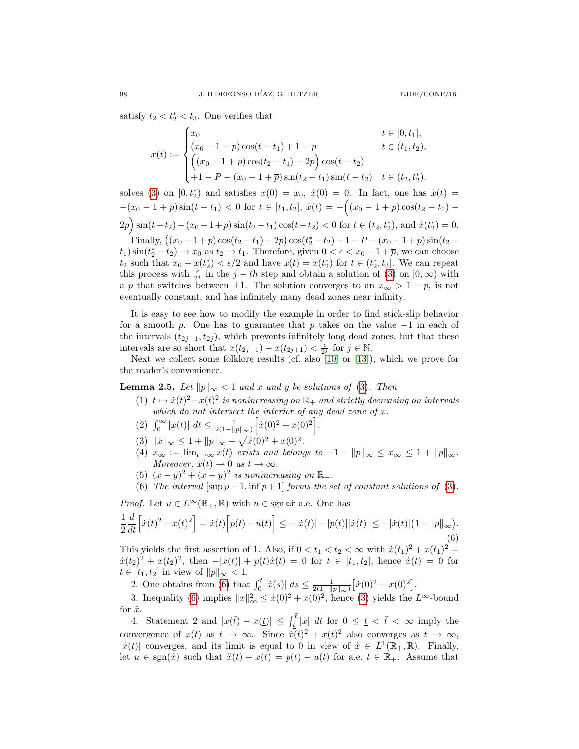satisfy $t_2 < t_2^* < t_3$. One verifies that

$$x(t) := \begin{cases} x_0 & t \in [0, t_1], \\ (x_0 - 1 + \overline{p})\cos(t - t_1) + 1 - \overline{p} & t \in (t_1, t_2), \\ \Big((x_0 - 1 + \overline{p})\cos(t_2 - t_1) - 2\overline{p}\Big)\cos(t - t_2) & \\ +1 - P - (x_0 - 1 + \overline{p})\sin(t_2 - t_1)\sin(t - t_2) & t \in (t_2, t_2^*). \end{cases}$$

solves (3) on $[0, t_2^*]$ and satisfies $x(0) = x_0$, $\dot{x}(0) = 0$. In fact, one has $\dot{x}(t) = -(x_0 - 1 + \overline{p})\sin(t - t_1) < 0$ for $t \in [t_1, t_2]$, $\dot{x}(t) = -\Big((x_0 - 1 + \overline{p})\cos(t_2 - t_1) - 2\overline{p}\Big)\sin(t - t_2) - (x_0 - 1 + \overline{p})\sin(t_2 - t_1)\cos(t - t_2) < 0$ for $t \in (t_2, t_2^*)$, and $\dot{x}(t_2^*) = 0$.

Finally, $\big((x_0 - 1 + \overline{p})\cos(t_2 - t_1) - 2\overline{p}\big)\cos(t_2^* - t_2) + 1 - P - (x_0 - 1 + \overline{p})\sin(t_2 - t_1)\sin(t_2^* - t_2) \to x_0$ as $t_2 \to t_1$. Therefore, given $0 < \epsilon < x_0 - 1 + \overline{p}$, we can choose $t_2$ such that $x_0 - x(t_2^*) < \epsilon/2$ and have $x(t) = x(t_2^*)$ for $t \in (t_2^*, t_3]$. We can repeat this process with $\frac{\epsilon}{2^j}$ in the $j-th$ step and obtain a solution of (3) on $[0, \infty)$ with a $p$ that switches between $\pm 1$. The solution converges to an $x_\infty > 1 - \overline{p}$, is not eventually constant, and has infinitely many dead zones near infinity.

It is easy to see how to modify the example in order to find stick-slip behavior for a smooth $p$. One has to guarantee that $p$ takes on the value $-1$ in each of the intervals $(t_{2j-1}, t_{2j})$, which prevents infinitely long dead zones, but that these intervals are so short that $x(t_{2j-1}) - x(t_{2j+1}) < \frac{\epsilon}{2^j}$ for $j \in \mathbb{N}$.

Next we collect some folklore results (cf. also [10] or [13]), which we prove for the reader's convenience.

**Lemma 2.5.** *Let $\|p\|_\infty < 1$ and $x$ and $y$ be solutions of (3). Then*

1. *$t \mapsto \dot{x}(t)^2 + x(t)^2$ is nonincreasing on $\mathbb{R}_+$ and strictly decreasing on intervals which do not intersect the interior of any dead zone of $x$.*
2. *$\int_0^\infty |\dot{x}(t)|\, dt \le \frac{1}{2(1 - \|p\|_\infty)}\Big[\dot{x}(0)^2 + x(0)^2\Big]$.*
3. *$\|\ddot{x}\|_\infty \le 1 + \|p\|_\infty + \sqrt{\dot{x}(0)^2 + x(0)^2}$.*
4. *$x_\infty := \lim_{t\to\infty} x(t)$ exists and belongs to $-1 - \|p\|_\infty \le x_\infty \le 1 + \|p\|_\infty$. Moreover, $\dot{x}(t) \to 0$ as $t \to \infty$.*
5. *$(\dot{x} - \dot{y})^2 + (x - y)^2$ is nonincreasing on $\mathbb{R}_+$.*
6. *The interval $[\sup p - 1, \inf p + 1]$ forms the set of constant solutions of (3).*

*Proof.* Let $u \in L^\infty(\mathbb{R}_+, \mathbb{R})$ with $u \in \operatorname{sgn} \circ \dot{x}$ a.e. One has

$$\frac{1}{2}\frac{d}{dt}\Big[\dot{x}(t)^2 + x(t)^2\Big] = \dot{x}(t)\Big[p(t) - u(t)\Big] \le -|\dot{x}(t)| + |p(t)||\dot{x}(t)| \le -|\dot{x}(t)|\big(1 - \|p\|_\infty\big). \tag{6}$$

This yields the first assertion of 1. Also, if $0 < t_1 < t_2 < \infty$ with $\dot{x}(t_1)^2 + x(t_1)^2 = \dot{x}(t_2)^2 + x(t_2)^2$, then $-|\dot{x}(t)| + p(t)\dot{x}(t) = 0$ for $t \in [t_1, t_2]$, hence $\dot{x}(t) = 0$ for $t \in [t_1, t_2]$ in view of $\|p\|_\infty < 1$.

2. One obtains from (6) that $\int_0^t |\dot{x}(s)|\, ds \le \frac{1}{2(1 - \|p\|_\infty)}\big[\dot{x}(0)^2 + x(0)^2\big]$.

3. Inequality (6) implies $\|x\|_\infty^2 \le \dot{x}(0)^2 + x(0)^2$, hence (3) yields the $L^\infty$-bound for $\ddot{x}$.

4. Statement 2 and $|x(\bar{t}) - x(\underline{t})| \le \int_{\underline{t}}^{\bar{t}} |\dot{x}|\, dt$ for $0 \le \underline{t} < \bar{t} < \infty$ imply the convergence of $x(t)$ as $t \to \infty$. Since $\dot{x}(t)^2 + x(t)^2$ also converges as $t \to \infty$, $|\dot{x}(t)|$ converges, and its limit is equal to 0 in view of $\dot{x} \in L^1(\mathbb{R}_+, \mathbb{R})$. Finally, let $u \in \operatorname{sgn}(\dot{x})$ such that $\ddot{x}(t) + x(t) = p(t) - u(t)$ for a.e. $t \in \mathbb{R}_+$. Assume that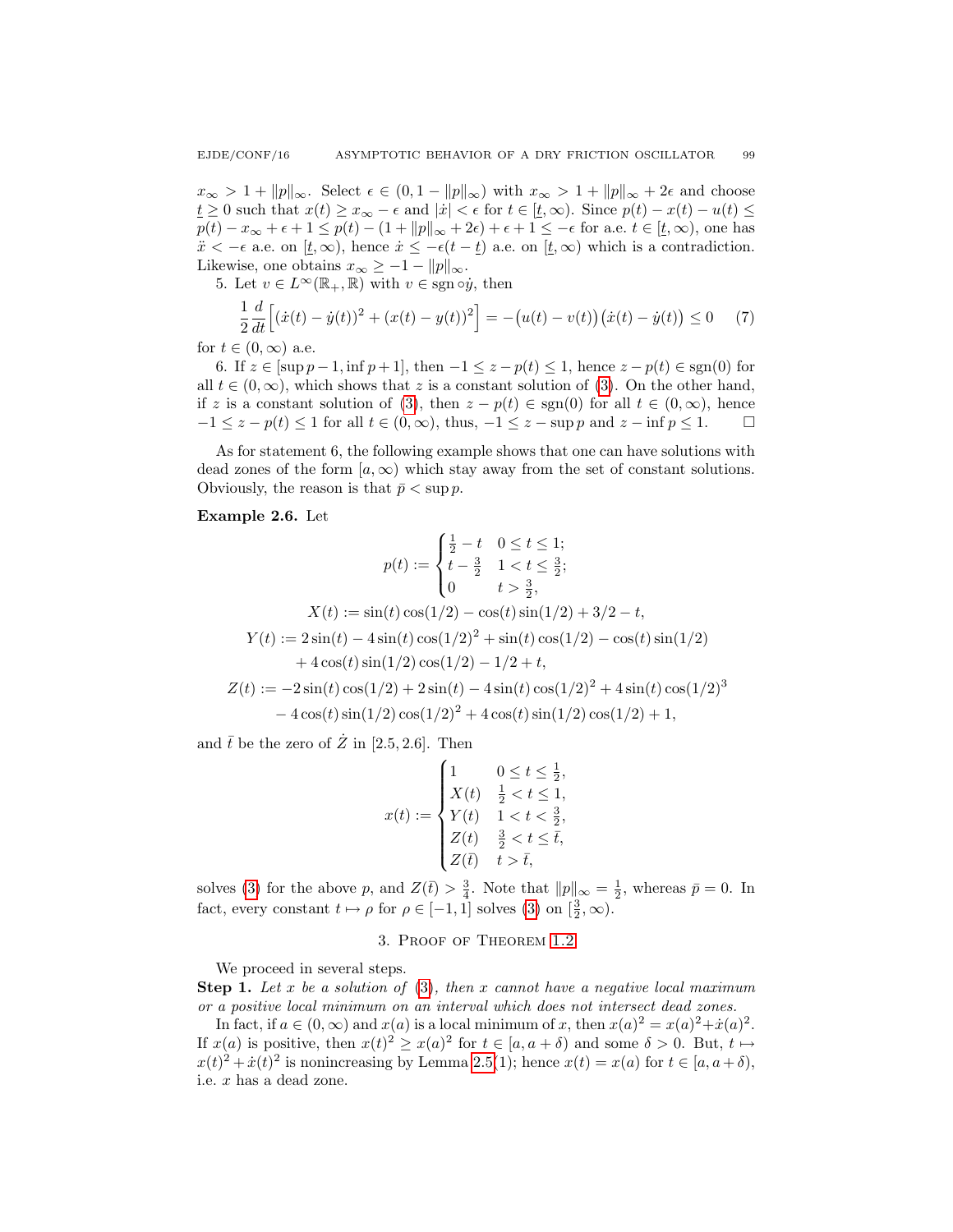$x_\infty > 1 + \|p\|_\infty$. Select $\epsilon \in (0, 1 - \|p\|_\infty)$ with $x_\infty > 1 + \|p\|_\infty + 2\epsilon$ and choose $\underline{t} \geq 0$ such that $x(t) \geq x_\infty - \epsilon$ and $|\dot{x}| < \epsilon$ for $t \in [\underline{t}, \infty)$. Since $p(t) - x(t) - u(t) \leq p(t) - x_\infty + \epsilon + 1 \leq p(t) - (1 + \|p\|_\infty + 2\epsilon) + \epsilon + 1 \leq -\epsilon$ for a.e. $t \in [\underline{t}, \infty)$, one has $\ddot{x} < -\epsilon$ a.e. on $[\underline{t}, \infty)$, hence $\dot{x} \leq -\epsilon(t - \underline{t})$ a.e. on $[\underline{t}, \infty)$ which is a contradiction. Likewise, one obtains $x_\infty \geq -1 - \|p\|_\infty$.

5. Let $v \in L^\infty(\mathbb{R}_+, \mathbb{R})$ with $v \in \operatorname{sgn} \circ \dot{y}$, then

$$\frac{1}{2}\frac{d}{dt}\Big[(\dot{x}(t) - \dot{y}(t))^2 + (x(t) - y(t))^2\Big] = -\big(u(t) - v(t)\big)\big(\dot{x}(t) - \dot{y}(t)\big) \leq 0 \qquad (7)$$

for $t \in (0, \infty)$ a.e.

6. If $z \in [\sup p - 1, \inf p + 1]$, then $-1 \leq z - p(t) \leq 1$, hence $z - p(t) \in \operatorname{sgn}(0)$ for all $t \in (0, \infty)$, which shows that $z$ is a constant solution of (3). On the other hand, if $z$ is a constant solution of (3), then $z - p(t) \in \operatorname{sgn}(0)$ for all $t \in (0, \infty)$, hence $-1 \leq z - p(t) \leq 1$ for all $t \in (0, \infty)$, thus, $-1 \leq z - \sup p$ and $z - \inf p \leq 1$. $\square$

As for statement 6, the following example shows that one can have solutions with dead zones of the form $[a, \infty)$ which stay away from the set of constant solutions. Obviously, the reason is that $\bar{p} < \sup p$.

**Example 2.6.** Let

$$p(t) := \begin{cases} \frac{1}{2} - t & 0 \leq t \leq 1; \\ t - \frac{3}{2} & 1 < t \leq \frac{3}{2}; \\ 0 & t > \frac{3}{2}, \end{cases}$$

$$X(t) := \sin(t)\cos(1/2) - \cos(t)\sin(1/2) + 3/2 - t,$$

$$\begin{aligned} Y(t) :=\ & 2\sin(t) - 4\sin(t)\cos(1/2)^2 + \sin(t)\cos(1/2) - \cos(t)\sin(1/2) \\ & + 4\cos(t)\sin(1/2)\cos(1/2) - 1/2 + t, \end{aligned}$$

$$\begin{aligned} Z(t) :=\ & -2\sin(t)\cos(1/2) + 2\sin(t) - 4\sin(t)\cos(1/2)^2 + 4\sin(t)\cos(1/2)^3 \\ & - 4\cos(t)\sin(1/2)\cos(1/2)^2 + 4\cos(t)\sin(1/2)\cos(1/2) + 1, \end{aligned}$$

and $\bar{t}$ be the zero of $\dot{Z}$ in $[2.5, 2.6]$. Then

$$x(t) := \begin{cases} 1 & 0 \leq t \leq \frac{1}{2}, \\ X(t) & \frac{1}{2} < t \leq 1, \\ Y(t) & 1 < t < \frac{3}{2}, \\ Z(t) & \frac{3}{2} < t \leq \bar{t}, \\ Z(\bar{t}) & t > \bar{t}, \end{cases}$$

solves (3) for the above $p$, and $Z(\bar{t}) > \frac{3}{4}$. Note that $\|p\|_\infty = \frac{1}{2}$, whereas $\bar{p} = 0$. In fact, every constant $t \mapsto \rho$ for $\rho \in [-1, 1]$ solves (3) on $[\frac{3}{2}, \infty)$.

## 3. Proof of Theorem 1.2

We proceed in several steps.

**Step 1.** *Let $x$ be a solution of (3), then $x$ cannot have a negative local maximum or a positive local minimum on an interval which does not intersect dead zones.*

In fact, if $a \in (0, \infty)$ and $x(a)$ is a local minimum of $x$, then $x(a)^2 = x(a)^2 + \dot{x}(a)^2$. If $x(a)$ is positive, then $x(t)^2 \geq x(a)^2$ for $t \in [a, a + \delta)$ and some $\delta > 0$. But, $t \mapsto x(t)^2 + \dot{x}(t)^2$ is nonincreasing by Lemma 2.5(1); hence $x(t) = x(a)$ for $t \in [a, a + \delta)$, i.e. $x$ has a dead zone.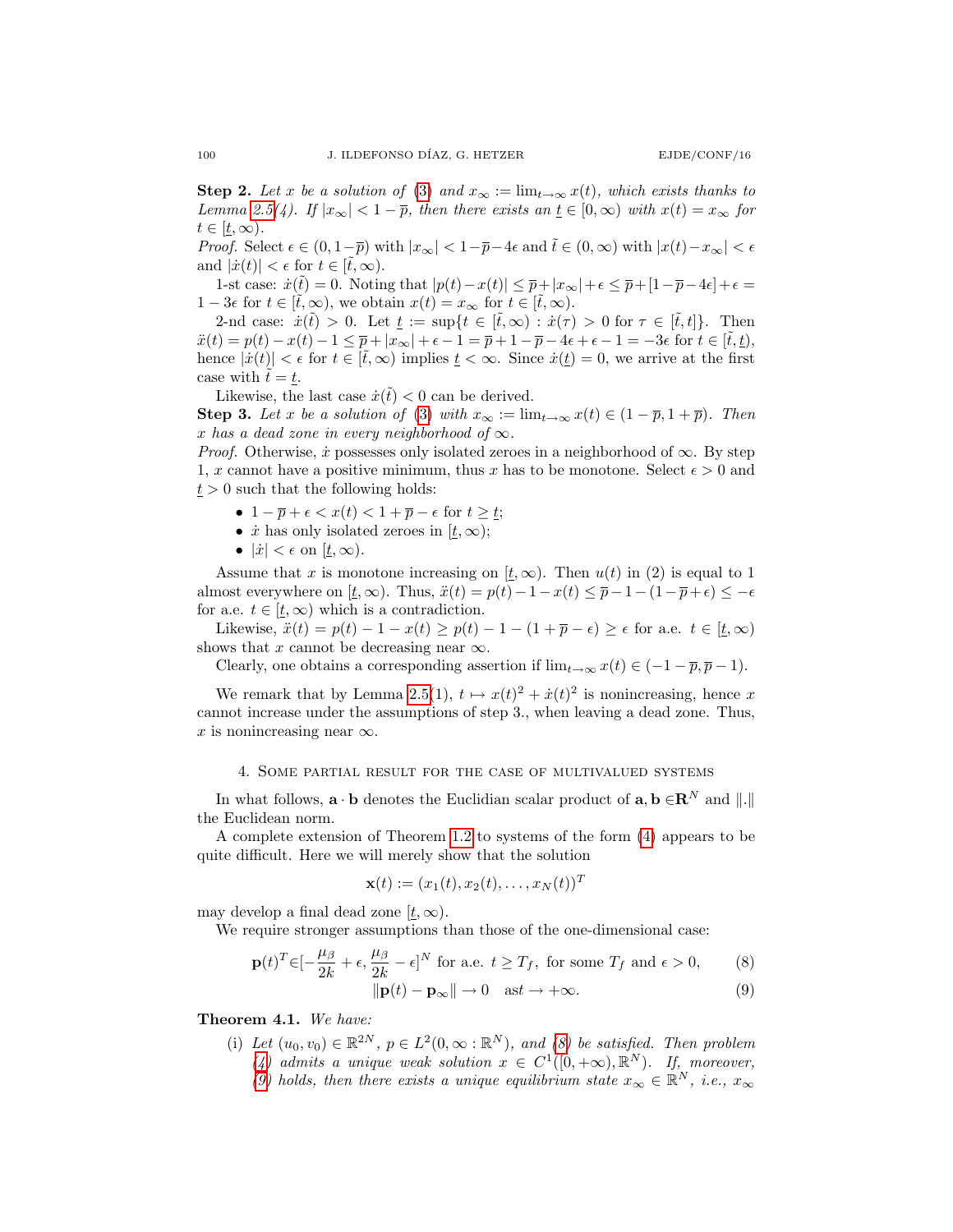**Step 2.** *Let $x$ be a solution of (3) and $x_\infty := \lim_{t\to\infty} x(t)$, which exists thanks to Lemma 2.5(4). If $|x_\infty| < 1-\overline{p}$, then there exists an $\underline{t} \in [0,\infty)$ with $x(t) = x_\infty$ for $t \in [\underline{t},\infty)$.*

*Proof.* Select $\epsilon \in (0, 1-\overline{p})$ with $|x_\infty| < 1-\overline{p}-4\epsilon$ and $\tilde{t} \in (0,\infty)$ with $|x(t)-x_\infty| < \epsilon$ and $|\dot{x}(t)| < \epsilon$ for $t \in [\tilde{t},\infty)$.

1-st case: $\dot{x}(\tilde{t}) = 0$. Noting that $|p(t)-x(t)| \le \overline{p}+|x_\infty|+\epsilon \le \overline{p}+[1-\overline{p}-4\epsilon]+\epsilon = 1-3\epsilon$ for $t \in [\tilde{t},\infty)$, we obtain $x(t) = x_\infty$ for $t \in [\tilde{t},\infty)$.

2-nd case: $\dot{x}(\tilde{t}) > 0$. Let $\underline{t} := \sup\{t \in [\tilde{t},\infty) : \dot{x}(\tau) > 0$ for $\tau \in [\tilde{t},t]\}$. Then $\ddot{x}(t) = p(t)-x(t)-1 \le \overline{p}+|x_\infty|+\epsilon-1 = \overline{p}+1-\overline{p}-4\epsilon+\epsilon-1 = -3\epsilon$ for $t \in [\tilde{t},\underline{t})$, hence $|\dot{x}(t)| < \epsilon$ for $t \in [\tilde{t},\infty)$ implies $\underline{t} < \infty$. Since $\dot{x}(\underline{t}) = 0$, we arrive at the first case with $\tilde{t} = \underline{t}$.

Likewise, the last case $\dot{x}(\tilde{t}) < 0$ can be derived.

**Step 3.** *Let $x$ be a solution of (3) with $x_\infty := \lim_{t\to\infty} x(t) \in (1-\overline{p}, 1+\overline{p})$. Then $x$ has a dead zone in every neighborhood of $\infty$.*

*Proof.* Otherwise, $\dot{x}$ possesses only isolated zeroes in a neighborhood of $\infty$. By step 1, $x$ cannot have a positive minimum, thus $x$ has to be monotone. Select $\epsilon > 0$ and $\underline{t} > 0$ such that the following holds:

- $1-\overline{p}+\epsilon < x(t) < 1+\overline{p}-\epsilon$ for $t \ge \underline{t}$;
- $\dot{x}$ has only isolated zeroes in $[\underline{t},\infty)$;
- $|\dot{x}| < \epsilon$ on $[\underline{t},\infty)$.

Assume that $x$ is monotone increasing on $[\underline{t},\infty)$. Then $u(t)$ in (2) is equal to 1 almost everywhere on $[\underline{t},\infty)$. Thus, $\ddot{x}(t) = p(t)-1-x(t) \le \overline{p}-1-(1-\overline{p}+\epsilon) \le -\epsilon$ for a.e. $t \in [\underline{t},\infty)$ which is a contradiction.

Likewise, $\ddot{x}(t) = p(t)-1-x(t) \ge p(t)-1-(1+\overline{p}-\epsilon) \ge \epsilon$ for a.e. $t \in [\underline{t},\infty)$ shows that $x$ cannot be decreasing near $\infty$.

Clearly, one obtains a corresponding assertion if $\lim_{t\to\infty} x(t) \in (-1-\overline{p}, \overline{p}-1)$.

We remark that by Lemma 2.5(1), $t \mapsto x(t)^2 + \dot{x}(t)^2$ is nonincreasing, hence $x$ cannot increase under the assumptions of step 3., when leaving a dead zone. Thus, $x$ is nonincreasing near $\infty$.

## 4. Some partial result for the case of multivalued systems

In what follows, $\mathbf{a}\cdot\mathbf{b}$ denotes the Euclidian scalar product of $\mathbf{a},\mathbf{b} \in \mathbf{R}^N$ and $\|.\|$ the Euclidean norm.

A complete extension of Theorem 1.2 to systems of the form (4) appears to be quite difficult. Here we will merely show that the solution

$$\mathbf{x}(t) := (x_1(t), x_2(t), \dots, x_N(t))^T$$

may develop a final dead zone $[\underline{t},\infty)$.

We require stronger assumptions than those of the one-dimensional case:

$$\mathbf{p}(t)^T \in [-\frac{\mu_\beta}{2k}+\epsilon, \frac{\mu_\beta}{2k}-\epsilon]^N \text{ for a.e. } t \ge T_f, \text{ for some } T_f \text{ and } \epsilon > 0, \tag{8}$$

$$\|\mathbf{p}(t) - \mathbf{p}_\infty\| \to 0 \quad \text{as} t \to +\infty. \tag{9}$$

**Theorem 4.1.** *We have:*

(i) *Let $(u_0, v_0) \in \mathbb{R}^{2N}$, $p \in L^2(0,\infty : \mathbb{R}^N)$, and (8) be satisfied. Then problem (4) admits a unique weak solution $x \in C^1([0,+\infty), \mathbb{R}^N)$. If, moreover, (9) holds, then there exists a unique equilibrium state $x_\infty \in \mathbb{R}^N$, i.e., $x_\infty$*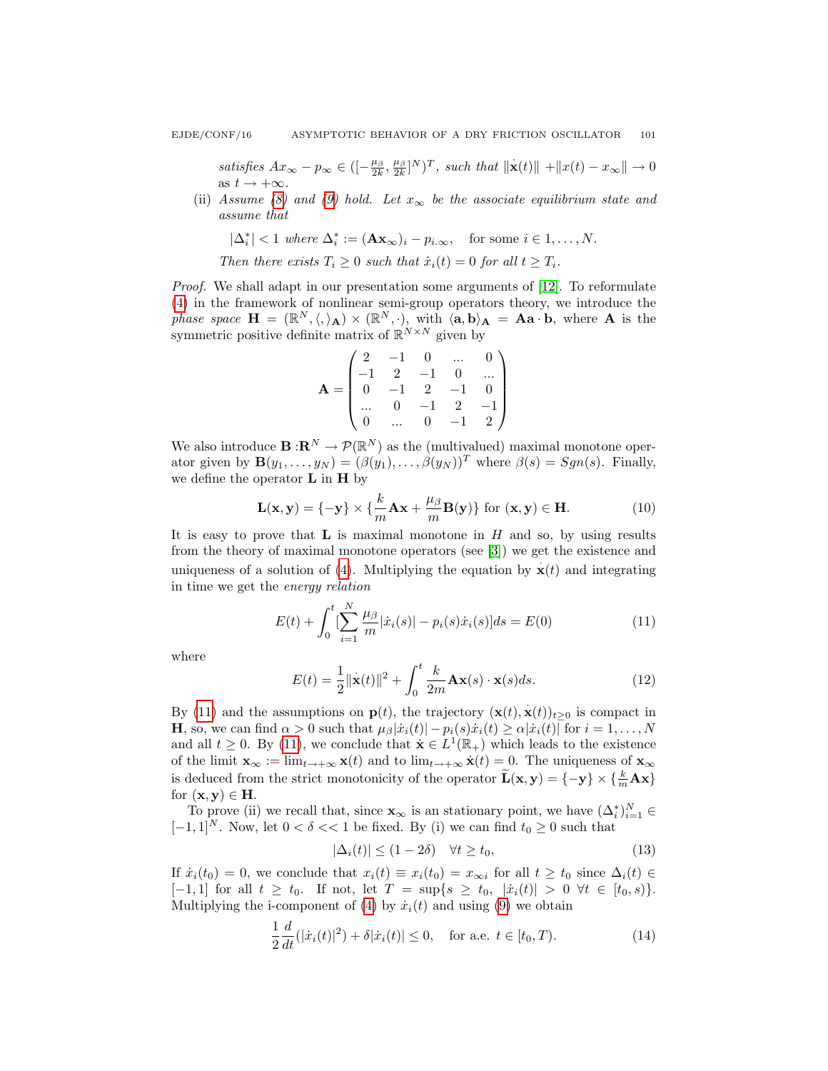*satisfies* $Ax_\infty - p_\infty \in ([-\frac{\mu_\beta}{2k}, \frac{\mu_\beta}{2k}]^N)^T$, *such that* $\|\dot{\mathbf{x}}(t)\| + \|x(t) - x_\infty\| \to 0$ *as* $t \to +\infty$.

(ii) *Assume (8) and (9) hold. Let* $x_\infty$ *be the associate equilibrium state and assume that*

$$|\Delta_i^*| < 1 \text{ where } \Delta_i^* := (\mathbf{A}\mathbf{x}_\infty)_i - p_{i.\infty}, \quad \text{for some } i \in 1, \dots, N.$$

*Then there exists* $T_i \geq 0$ *such that* $\dot{x}_i(t) = 0$ *for all* $t \geq T_i$.

*Proof.* We shall adapt in our presentation some arguments of [12]. To reformulate (4) in the framework of nonlinear semi-group operators theory, we introduce the *phase space* $\mathbf{H} = (\mathbb{R}^N, \langle , \rangle_{\mathbf{A}}) \times (\mathbb{R}^N, \cdot)$, with $\langle \mathbf{a}, \mathbf{b} \rangle_{\mathbf{A}} = \mathbf{A}\mathbf{a} \cdot \mathbf{b}$, where $\mathbf{A}$ is the symmetric positive definite matrix of $\mathbb{R}^{N \times N}$ given by

$$\mathbf{A} = \begin{pmatrix} 2 & -1 & 0 & ... & 0 \\ -1 & 2 & -1 & 0 & ... \\ 0 & -1 & 2 & -1 & 0 \\ ... & 0 & -1 & 2 & -1 \\ 0 & ... & 0 & -1 & 2 \end{pmatrix}$$

We also introduce $\mathbf{B} : \mathbf{R}^N \to \mathcal{P}(\mathbb{R}^N)$ as the (multivalued) maximal monotone operator given by $\mathbf{B}(y_1, \dots, y_N) = (\beta(y_1), \dots, \beta(y_N))^T$ where $\beta(s) = Sgn(s)$. Finally, we define the operator $\mathbf{L}$ in $\mathbf{H}$ by

$$\mathbf{L}(\mathbf{x}, \mathbf{y}) = \{-\mathbf{y}\} \times \{\frac{k}{m}\mathbf{A}\mathbf{x} + \frac{\mu_\beta}{m}\mathbf{B}(\mathbf{y})\} \text{ for } (\mathbf{x}, \mathbf{y}) \in \mathbf{H}. \tag{10}$$

It is easy to prove that $\mathbf{L}$ is maximal monotone in $H$ and so, by using results from the theory of maximal monotone operators (see [3]) we get the existence and uniqueness of a solution of (4). Multiplying the equation by $\dot{\mathbf{x}}(t)$ and integrating in time we get the *energy relation*

$$E(t) + \int_0^t [\sum_{i=1}^N \frac{\mu_\beta}{m}|\dot{x}_i(s)| - p_i(s)\dot{x}_i(s)] ds = E(0) \tag{11}$$

where

$$E(t) = \frac{1}{2}\|\dot{\mathbf{x}}(t)\|^2 + \int_0^t \frac{k}{2m}\mathbf{A}\mathbf{x}(s) \cdot \mathbf{x}(s) ds. \tag{12}$$

By (11) and the assumptions on $\mathbf{p}(t)$, the trajectory $(\mathbf{x}(t), \dot{\mathbf{x}}(t))_{t \geq 0}$ is compact in $\mathbf{H}$, so, we can find $\alpha > 0$ such that $\mu_\beta|\dot{x}_i(t)| - p_i(s)\dot{x}_i(t) \geq \alpha|\dot{x}_i(t)|$ for $i = 1, \dots, N$ and all $t \geq 0$. By (11), we conclude that $\dot{\mathbf{x}} \in L^1(\mathbb{R}_+)$ which leads to the existence of the limit $\mathbf{x}_\infty := \lim_{t \to +\infty} \mathbf{x}(t)$ and to $\lim_{t \to +\infty} \dot{\mathbf{x}}(t) = 0$. The uniqueness of $\mathbf{x}_\infty$ is deduced from the strict monotonicity of the operator $\widetilde{\mathbf{L}}(\mathbf{x}, \mathbf{y}) = \{-\mathbf{y}\} \times \{\frac{k}{m}\mathbf{A}\mathbf{x}\}$ for $(\mathbf{x}, \mathbf{y}) \in \mathbf{H}$.

To prove (ii) we recall that, since $\mathbf{x}_\infty$ is an stationary point, we have $(\Delta_i^*)_{i=1}^N \in [-1, 1]^N$. Now, let $0 < \delta << 1$ be fixed. By (i) we can find $t_0 \geq 0$ such that

$$|\Delta_i(t)| \leq (1 - 2\delta) \quad \forall t \geq t_0, \tag{13}$$

If $\dot{x}_i(t_0) = 0$, we conclude that $x_i(t) \equiv x_i(t_0) = x_{\infty i}$ for all $t \geq t_0$ since $\Delta_i(t) \in [-1, 1]$ for all $t \geq t_0$. If not, let $T = \sup\{s \geq t_0, \ |\dot{x}_i(t)| > 0 \ \forall t \in [t_0, s)\}$. Multiplying the i-component of (4) by $\dot{x}_i(t)$ and using (9) we obtain

$$\frac{1}{2}\frac{d}{dt}(|\dot{x}_i(t)|^2) + \delta|\dot{x}_i(t)| \leq 0, \quad \text{for a.e. } t \in [t_0, T). \tag{14}$$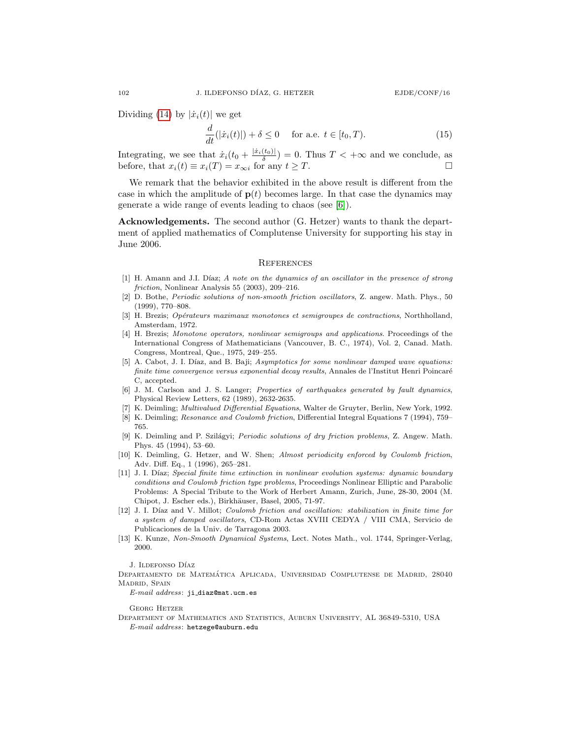Dividing (14) by $|\dot{x}_i(t)|$ we get

$$\frac{d}{dt}(|\dot{x}_i(t)|) + \delta \leq 0 \quad \text{for a.e. } t \in [t_0, T). \tag{15}$$

Integrating, we see that $\dot{x}_i(t_0 + \frac{|\dot{x}_i(t_0)|}{\delta}) = 0$. Thus $T < +\infty$ and we conclude, as before, that $x_i(t) \equiv x_i(T) = x_{\infty i}$ for any $t \geq T$. $\square$

We remark that the behavior exhibited in the above result is different from the case in which the amplitude of $\mathbf{p}(t)$ becomes large. In that case the dynamics may generate a wide range of events leading to chaos (see [6]).

**Acknowledgements.** The second author (G. Hetzer) wants to thank the department of applied mathematics of Complutense University for supporting his stay in June 2006.

## References

[1] H. Amann and J.I. Díaz; *A note on the dynamics of an oscillator in the presence of strong friction*, Nonlinear Analysis 55 (2003), 209–216.

[2] D. Bothe, *Periodic solutions of non-smooth friction oscillators*, Z. angew. Math. Phys., 50 (1999), 770–808.

[3] H. Brezis; *Opérateurs maximaux monotones et semigroupes de contractions*, Northholland, Amsterdam, 1972.

[4] H. Brezis; *Monotone operators, nonlinear semigroups and applications*. Proceedings of the International Congress of Mathematicians (Vancouver, B. C., 1974), Vol. 2, Canad. Math. Congress, Montreal, Que., 1975, 249–255.

[5] A. Cabot, J. I. Díaz, and B. Baji; *Asymptotics for some nonlinear damped wave equations: finite time convergence versus exponential decay results*, Annales de l'Institut Henri Poincaré C, accepted.

[6] J. M. Carlson and J. S. Langer; *Properties of earthquakes generated by fault dynamics*, Physical Review Letters, 62 (1989), 2632-2635.

[7] K. Deimling; *Multivalued Differential Equations*, Walter de Gruyter, Berlin, New York, 1992.

[8] K. Deimling; *Resonance and Coulomb friction*, Differential Integral Equations 7 (1994), 759–765.

[9] K. Deimling and P. Szilágyi; *Periodic solutions of dry friction problems*, Z. Angew. Math. Phys. 45 (1994), 53–60.

[10] K. Deimling, G. Hetzer, and W. Shen; *Almost periodicity enforced by Coulomb friction*, Adv. Diff. Eq., 1 (1996), 265–281.

[11] J. I. Díaz; *Special finite time extinction in nonlinear evolution systems: dynamic boundary conditions and Coulomb friction type problems*, Proceedings Nonlinear Elliptic and Parabolic Problems: A Special Tribute to the Work of Herbert Amann, Zurich, June, 28-30, 2004 (M. Chipot, J. Escher eds.), Birkhäuser, Basel, 2005, 71-97.

[12] J. I. Díaz and V. Millot; *Coulomb friction and oscillation: stabilization in finite time for a system of damped oscillators*, CD-Rom Actas XVIII CEDYA / VIII CMA, Servicio de Publicaciones de la Univ. de Tarragona 2003.

[13] K. Kunze, *Non-Smooth Dynamical Systems*, Lect. Notes Math., vol. 1744, Springer-Verlag, 2000.

J. Ildefonso Díaz

Departamento de Matemática Aplicada, Universidad Complutense de Madrid, 28040 Madrid, Spain

*E-mail address*: ji_diaz@mat.ucm.es

Georg Hetzer

Department of Mathematics and Statistics, Auburn University, AL 36849-5310, USA

*E-mail address*: hetzege@auburn.edu